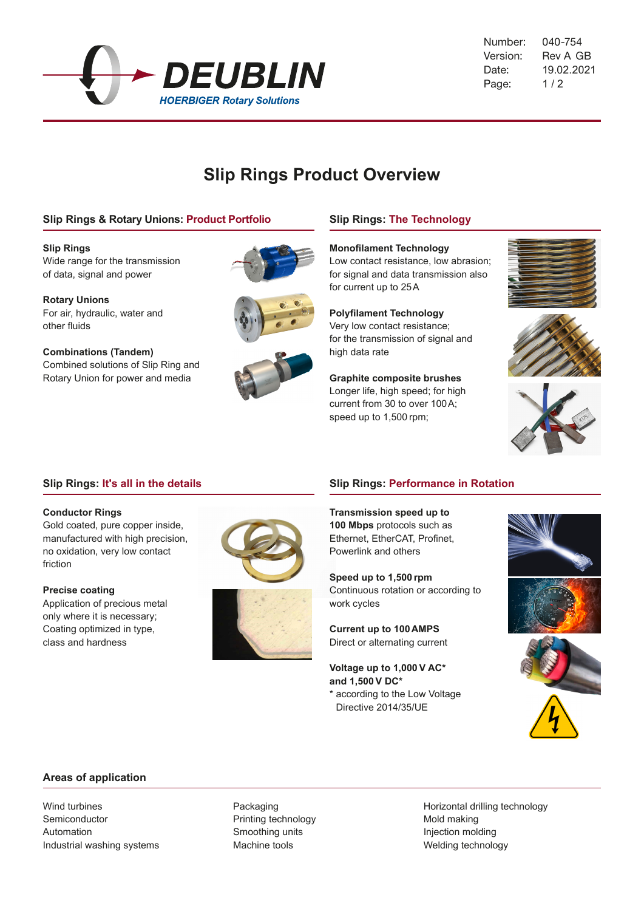# Slip Rings Product Overview

## Slip Rings & Rotary Unions: Product Portfolio

**Slip Rings**
Wide range for the transmission of data, signal and power

**Rotary Unions**
For air, hydraulic, water and other fluids

**Combinations (Tandem)**
Combined solutions of Slip Ring and Rotary Union for power and media

## Slip Rings: The Technology

**Monofilament Technology**
Low contact resistance, low abrasion; for signal and data transmission also for current up to 25 A

**Polyfilament Technology**
Very low contact resistance; for the transmission of signal and high data rate

**Graphite composite brushes**
Longer life, high speed; for high current from 30 to over 100 A; speed up to 1,500 rpm;

## Slip Rings: It's all in the details

**Conductor Rings**
Gold coated, pure copper inside, manufactured with high precision, no oxidation, very low contact friction

**Precise coating**
Application of precious metal only where it is necessary; Coating optimized in type, class and hardness

## Slip Rings: Performance in Rotation

**Transmission speed up to 100 Mbps** protocols such as Ethernet, EtherCAT, Profinet, Powerlink and others

**Speed up to 1,500 rpm**
Continuous rotation or according to work cycles

**Current up to 100 AMPS**
Direct or alternating current

**Voltage up to 1,000 V AC* and 1,500 V DC***
* according to the Low Voltage Directive 2014/35/UE

## Areas of application

Wind turbines
Semiconductor
Automation
Industrial washing systems

Packaging
Printing technology
Smoothing units
Machine tools

Horizontal drilling technology
Mold making
Injection molding
Welding technology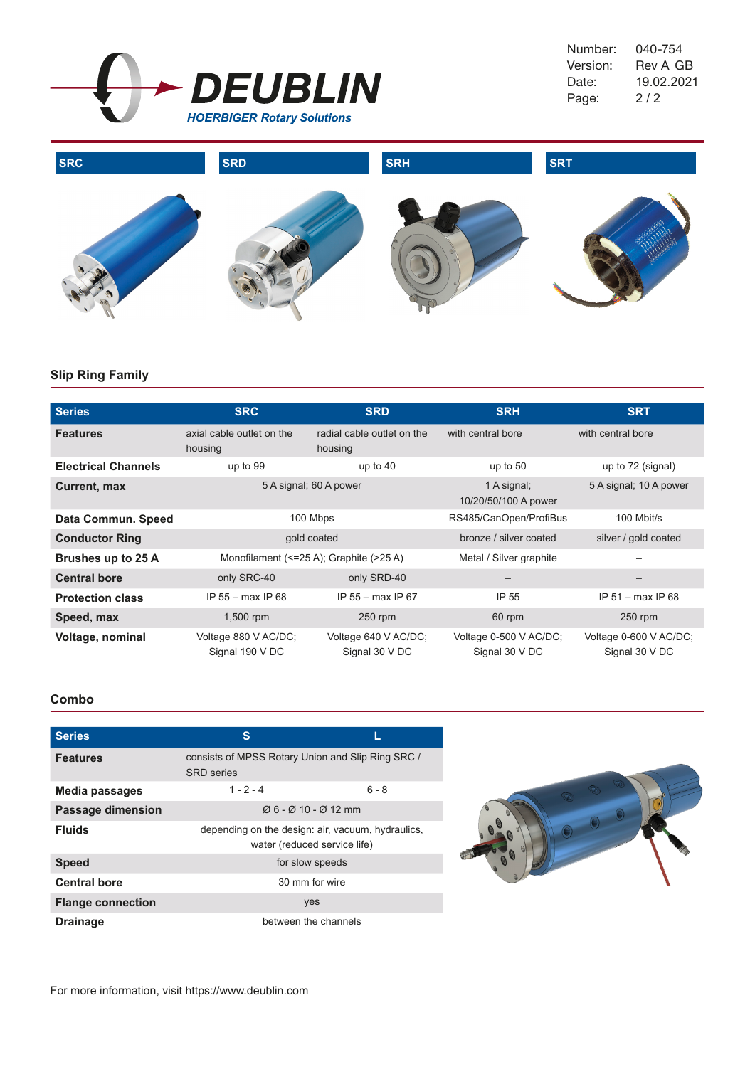SRC | SRD | SRH | SRT

## Slip Ring Family

| Series | SRC | SRD | SRH | SRT |
|---|---|---|---|---|
| **Features** | axial cable outlet on the housing | radial cable outlet on the housing | with central bore | with central bore |
| **Electrical Channels** | up to 99 | up to 40 | up to 50 | up to 72 (signal) |
| **Current, max** | 5 A signal; 60 A power | | 1 A signal; 10/20/50/100 A power | 5 A signal; 10 A power |
| **Data Commun. Speed** | 100 Mbps | | RS485/CanOpen/ProfiBus | 100 Mbit/s |
| **Conductor Ring** | gold coated | | bronze / silver coated | silver / gold coated |
| **Brushes up to 25 A** | Monofilament (<=25 A); Graphite (>25 A) | | Metal / Silver graphite | – |
| **Central bore** | only SRC-40 | only SRD-40 | – | – |
| **Protection class** | IP 55 – max IP 68 | IP 55 – max IP 67 | IP 55 | IP 51 – max IP 68 |
| **Speed, max** | 1,500 rpm | 250 rpm | 60 rpm | 250 rpm |
| **Voltage, nominal** | Voltage 880 V AC/DC; Signal 190 V DC | Voltage 640 V AC/DC; Signal 30 V DC | Voltage 0-500 V AC/DC; Signal 30 V DC | Voltage 0-600 V AC/DC; Signal 30 V DC |

## Combo

| Series | S | L |
|---|---|---|
| **Features** | consists of MPSS Rotary Union and Slip Ring SRC / SRD series | |
| **Media passages** | 1 - 2 - 4 | 6 - 8 |
| **Passage dimension** | Ø 6 - Ø 10 - Ø 12 mm | |
| **Fluids** | depending on the design: air, vacuum, hydraulics, water (reduced service life) | |
| **Speed** | for slow speeds | |
| **Central bore** | 30 mm for wire | |
| **Flange connection** | yes | |
| **Drainage** | between the channels | |

For more information, visit https://www.deublin.com